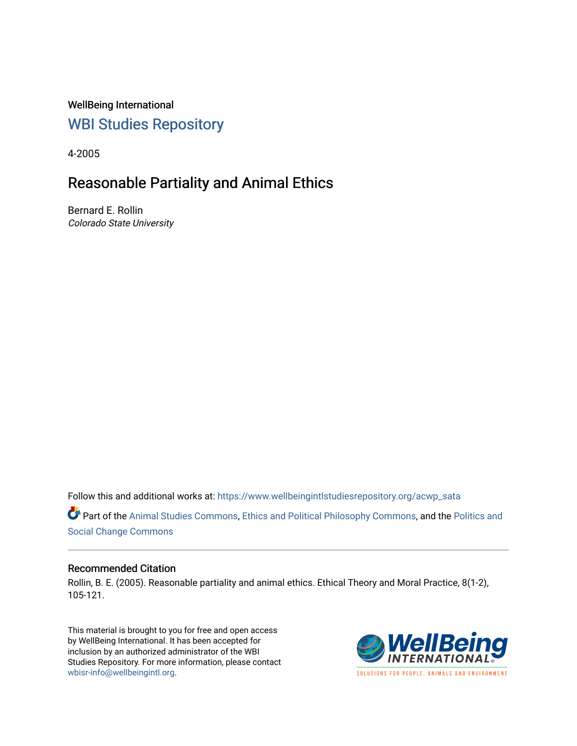WellBeing International

## WBI Studies Repository

4-2005

# Reasonable Partiality and Animal Ethics

Bernard E. Rollin

*Colorado State University*

Follow this and additional works at: https://www.wellbeingintlstudiesrepository.org/acwp_sata

Part of the Animal Studies Commons, Ethics and Political Philosophy Commons, and the Politics and Social Change Commons

### Recommended Citation

Rollin, B. E. (2005). Reasonable partiality and animal ethics. Ethical Theory and Moral Practice, 8(1-2), 105-121.

This material is brought to you for free and open access by WellBeing International. It has been accepted for inclusion by an authorized administrator of the WBI Studies Repository. For more information, please contact wbisr-info@wellbeingintl.org.

WellBeing INTERNATIONAL

SOLUTIONS FOR PEOPLE, ANIMALS AND ENVIRONMENT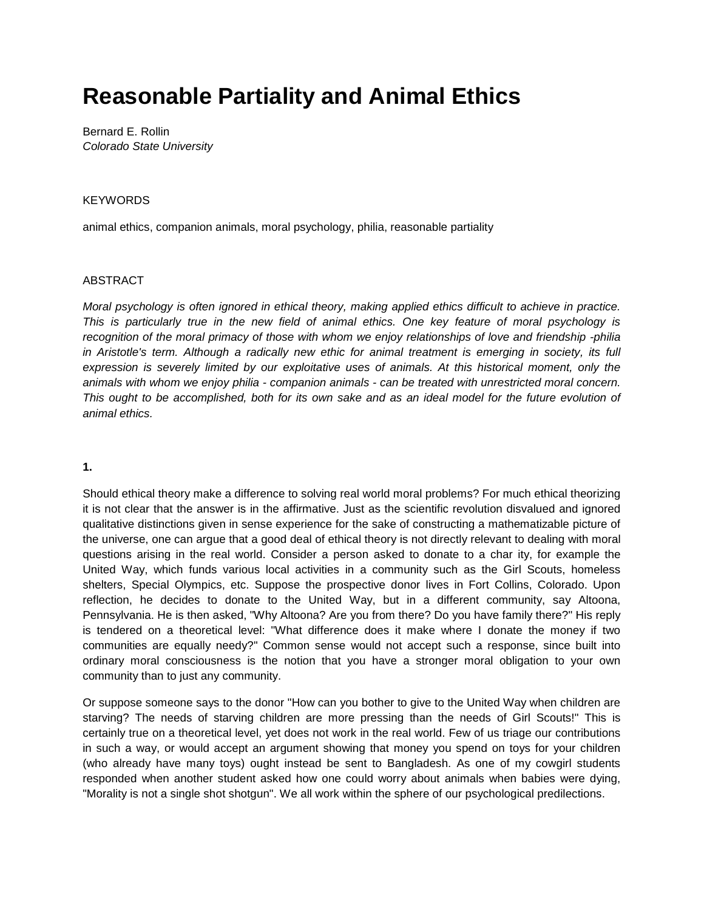# Reasonable Partiality and Animal Ethics

Bernard E. Rollin
*Colorado State University*

KEYWORDS

animal ethics, companion animals, moral psychology, philia, reasonable partiality

ABSTRACT

*Moral psychology is often ignored in ethical theory, making applied ethics difficult to achieve in practice. This is particularly true in the new field of animal ethics. One key feature of moral psychology is recognition of the moral primacy of those with whom we enjoy relationships of love and friendship -philia in Aristotle's term. Although a radically new ethic for animal treatment is emerging in society, its full expression is severely limited by our exploitative uses of animals. At this historical moment, only the animals with whom we enjoy philia - companion animals - can be treated with unrestricted moral concern. This ought to be accomplished, both for its own sake and as an ideal model for the future evolution of animal ethics.*

**1.**

Should ethical theory make a difference to solving real world moral problems? For much ethical theorizing it is not clear that the answer is in the affirmative. Just as the scientific revolution disvalued and ignored qualitative distinctions given in sense experience for the sake of constructing a mathematizable picture of the universe, one can argue that a good deal of ethical theory is not directly relevant to dealing with moral questions arising in the real world. Consider a person asked to donate to a char ity, for example the United Way, which funds various local activities in a community such as the Girl Scouts, homeless shelters, Special Olympics, etc. Suppose the prospective donor lives in Fort Collins, Colorado. Upon reflection, he decides to donate to the United Way, but in a different community, say Altoona, Pennsylvania. He is then asked, "Why Altoona? Are you from there? Do you have family there?" His reply is tendered on a theoretical level: "What difference does it make where I donate the money if two communities are equally needy?" Common sense would not accept such a response, since built into ordinary moral consciousness is the notion that you have a stronger moral obligation to your own community than to just any community.

Or suppose someone says to the donor "How can you bother to give to the United Way when children are starving? The needs of starving children are more pressing than the needs of Girl Scouts!" This is certainly true on a theoretical level, yet does not work in the real world. Few of us triage our contributions in such a way, or would accept an argument showing that money you spend on toys for your children (who already have many toys) ought instead be sent to Bangladesh. As one of my cowgirl students responded when another student asked how one could worry about animals when babies were dying, "Morality is not a single shot shotgun". We all work within the sphere of our psychological predilections.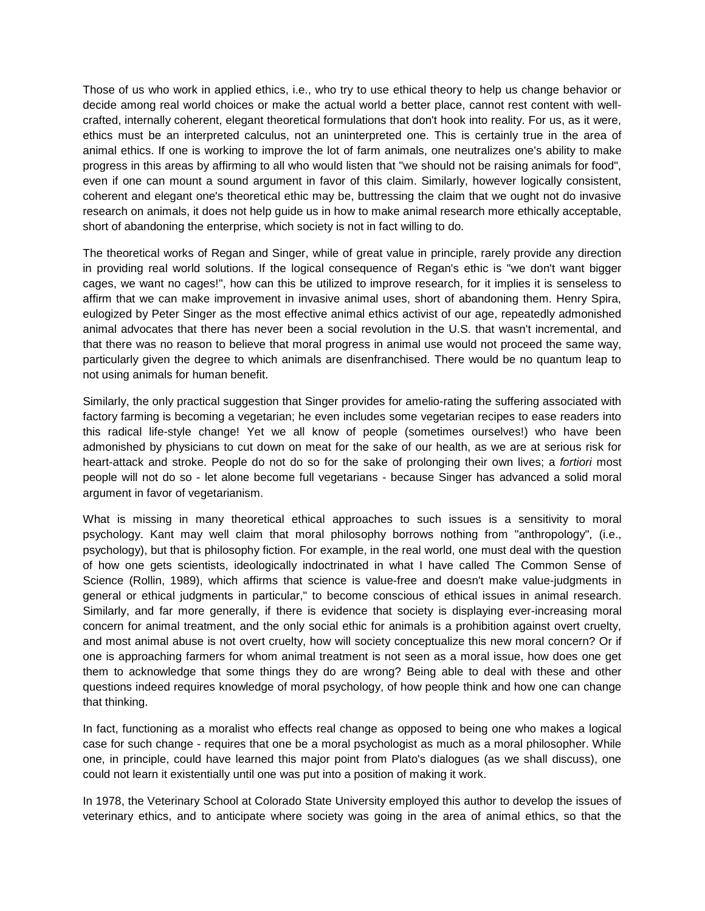Those of us who work in applied ethics, i.e., who try to use ethical theory to help us change behavior or decide among real world choices or make the actual world a better place, cannot rest content with well-crafted, internally coherent, elegant theoretical formulations that don't hook into reality. For us, as it were, ethics must be an interpreted calculus, not an uninterpreted one. This is certainly true in the area of animal ethics. If one is working to improve the lot of farm animals, one neutralizes one's ability to make progress in this areas by affirming to all who would listen that "we should not be raising animals for food", even if one can mount a sound argument in favor of this claim. Similarly, however logically consistent, coherent and elegant one's theoretical ethic may be, buttressing the claim that we ought not do invasive research on animals, it does not help guide us in how to make animal research more ethically acceptable, short of abandoning the enterprise, which society is not in fact willing to do.

The theoretical works of Regan and Singer, while of great value in principle, rarely provide any direction in providing real world solutions. If the logical consequence of Regan's ethic is "we don't want bigger cages, we want no cages!", how can this be utilized to improve research, for it implies it is senseless to affirm that we can make improvement in invasive animal uses, short of abandoning them. Henry Spira, eulogized by Peter Singer as the most effective animal ethics activist of our age, repeatedly admonished animal advocates that there has never been a social revolution in the U.S. that wasn't incremental, and that there was no reason to believe that moral progress in animal use would not proceed the same way, particularly given the degree to which animals are disenfranchised. There would be no quantum leap to not using animals for human benefit.

Similarly, the only practical suggestion that Singer provides for amelio-rating the suffering associated with factory farming is becoming a vegetarian; he even includes some vegetarian recipes to ease readers into this radical life-style change! Yet we all know of people (sometimes ourselves!) who have been admonished by physicians to cut down on meat for the sake of our health, as we are at serious risk for heart-attack and stroke. People do not do so for the sake of prolonging their own lives; a *fortiori* most people will not do so - let alone become full vegetarians - because Singer has advanced a solid moral argument in favor of vegetarianism.

What is missing in many theoretical ethical approaches to such issues is a sensitivity to moral psychology. Kant may well claim that moral philosophy borrows nothing from "anthropology", (i.e., psychology), but that is philosophy fiction. For example, in the real world, one must deal with the question of how one gets scientists, ideologically indoctrinated in what I have called The Common Sense of Science (Rollin, 1989), which affirms that science is value-free and doesn't make value-judgments in general or ethical judgments in particular," to become conscious of ethical issues in animal research. Similarly, and far more generally, if there is evidence that society is displaying ever-increasing moral concern for animal treatment, and the only social ethic for animals is a prohibition against overt cruelty, and most animal abuse is not overt cruelty, how will society conceptualize this new moral concern? Or if one is approaching farmers for whom animal treatment is not seen as a moral issue, how does one get them to acknowledge that some things they do are wrong? Being able to deal with these and other questions indeed requires knowledge of moral psychology, of how people think and how one can change that thinking.

In fact, functioning as a moralist who effects real change as opposed to being one who makes a logical case for such change - requires that one be a moral psychologist as much as a moral philosopher. While one, in principle, could have learned this major point from Plato's dialogues (as we shall discuss), one could not learn it existentially until one was put into a position of making it work.

In 1978, the Veterinary School at Colorado State University employed this author to develop the issues of veterinary ethics, and to anticipate where society was going in the area of animal ethics, so that the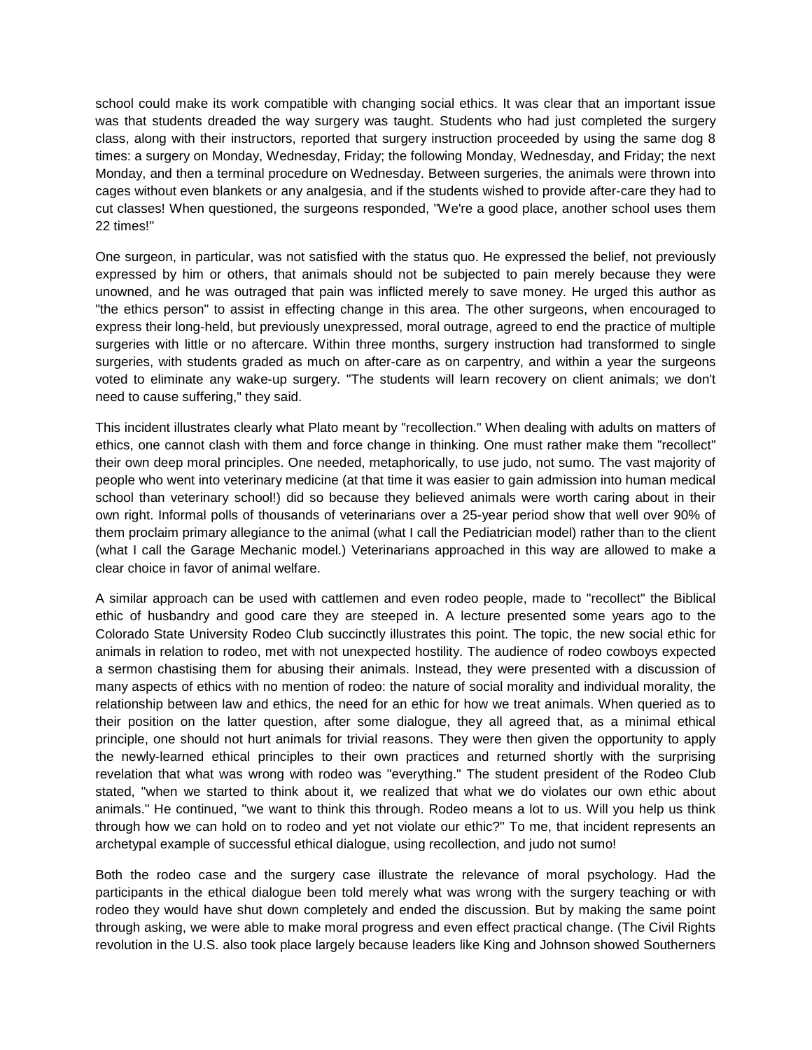school could make its work compatible with changing social ethics. It was clear that an important issue was that students dreaded the way surgery was taught. Students who had just completed the surgery class, along with their instructors, reported that surgery instruction proceeded by using the same dog 8 times: a surgery on Monday, Wednesday, Friday; the following Monday, Wednesday, and Friday; the next Monday, and then a terminal procedure on Wednesday. Between surgeries, the animals were thrown into cages without even blankets or any analgesia, and if the students wished to provide after-care they had to cut classes! When questioned, the surgeons responded, "We're a good place, another school uses them 22 times!"

One surgeon, in particular, was not satisfied with the status quo. He expressed the belief, not previously expressed by him or others, that animals should not be subjected to pain merely because they were unowned, and he was outraged that pain was inflicted merely to save money. He urged this author as "the ethics person" to assist in effecting change in this area. The other surgeons, when encouraged to express their long-held, but previously unexpressed, moral outrage, agreed to end the practice of multiple surgeries with little or no aftercare. Within three months, surgery instruction had transformed to single surgeries, with students graded as much on after-care as on carpentry, and within a year the surgeons voted to eliminate any wake-up surgery. "The students will learn recovery on client animals; we don't need to cause suffering," they said.

This incident illustrates clearly what Plato meant by "recollection." When dealing with adults on matters of ethics, one cannot clash with them and force change in thinking. One must rather make them "recollect" their own deep moral principles. One needed, metaphorically, to use judo, not sumo. The vast majority of people who went into veterinary medicine (at that time it was easier to gain admission into human medical school than veterinary school!) did so because they believed animals were worth caring about in their own right. Informal polls of thousands of veterinarians over a 25-year period show that well over 90% of them proclaim primary allegiance to the animal (what I call the Pediatrician model) rather than to the client (what I call the Garage Mechanic model.) Veterinarians approached in this way are allowed to make a clear choice in favor of animal welfare.

A similar approach can be used with cattlemen and even rodeo people, made to "recollect" the Biblical ethic of husbandry and good care they are steeped in. A lecture presented some years ago to the Colorado State University Rodeo Club succinctly illustrates this point. The topic, the new social ethic for animals in relation to rodeo, met with not unexpected hostility. The audience of rodeo cowboys expected a sermon chastising them for abusing their animals. Instead, they were presented with a discussion of many aspects of ethics with no mention of rodeo: the nature of social morality and individual morality, the relationship between law and ethics, the need for an ethic for how we treat animals. When queried as to their position on the latter question, after some dialogue, they all agreed that, as a minimal ethical principle, one should not hurt animals for trivial reasons. They were then given the opportunity to apply the newly-learned ethical principles to their own practices and returned shortly with the surprising revelation that what was wrong with rodeo was "everything." The student president of the Rodeo Club stated, "when we started to think about it, we realized that what we do violates our own ethic about animals." He continued, "we want to think this through. Rodeo means a lot to us. Will you help us think through how we can hold on to rodeo and yet not violate our ethic?" To me, that incident represents an archetypal example of successful ethical dialogue, using recollection, and judo not sumo!

Both the rodeo case and the surgery case illustrate the relevance of moral psychology. Had the participants in the ethical dialogue been told merely what was wrong with the surgery teaching or with rodeo they would have shut down completely and ended the discussion. But by making the same point through asking, we were able to make moral progress and even effect practical change. (The Civil Rights revolution in the U.S. also took place largely because leaders like King and Johnson showed Southerners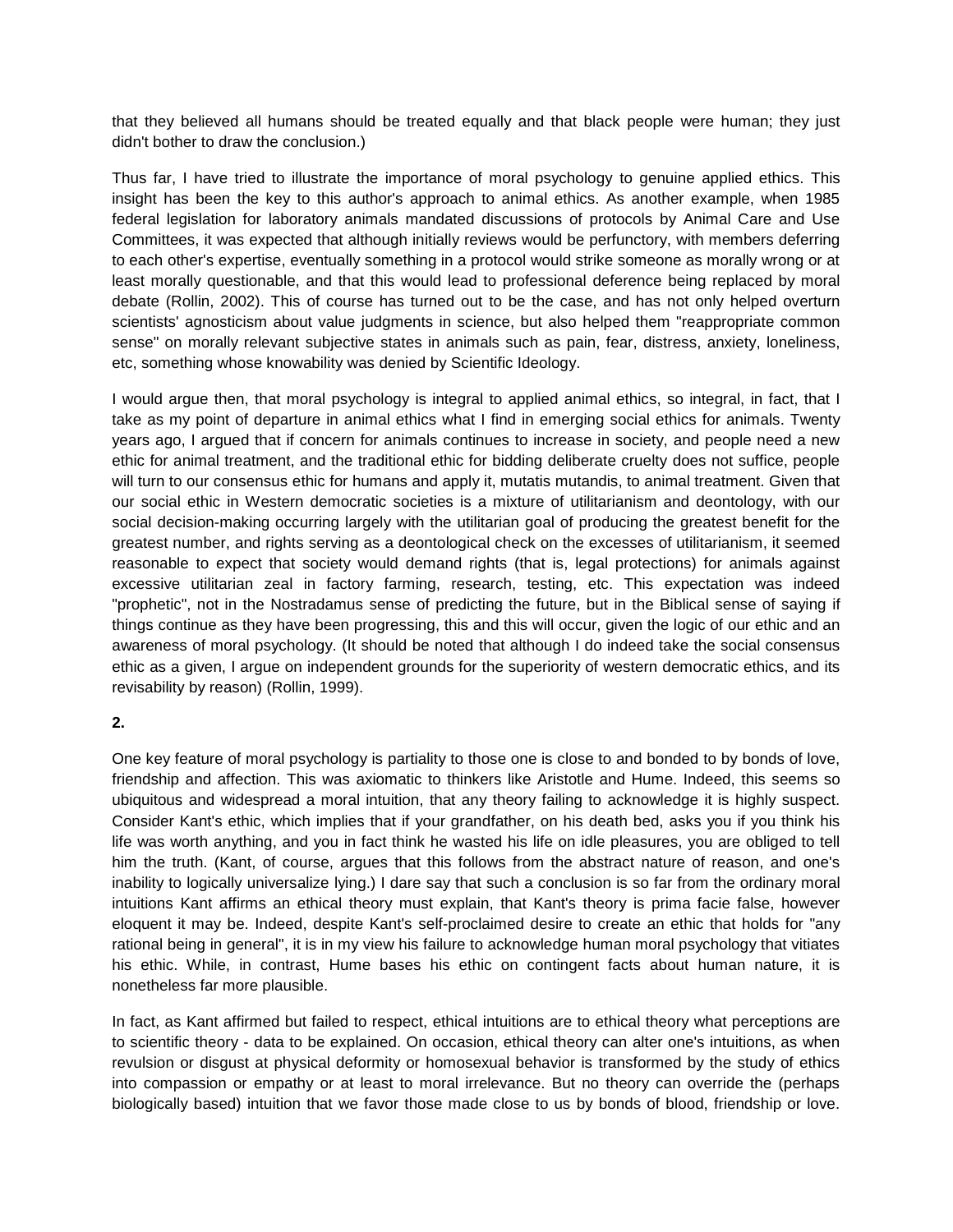that they believed all humans should be treated equally and that black people were human; they just didn't bother to draw the conclusion.)

Thus far, I have tried to illustrate the importance of moral psychology to genuine applied ethics. This insight has been the key to this author's approach to animal ethics. As another example, when 1985 federal legislation for laboratory animals mandated discussions of protocols by Animal Care and Use Committees, it was expected that although initially reviews would be perfunctory, with members deferring to each other's expertise, eventually something in a protocol would strike someone as morally wrong or at least morally questionable, and that this would lead to professional deference being replaced by moral debate (Rollin, 2002). This of course has turned out to be the case, and has not only helped overturn scientists' agnosticism about value judgments in science, but also helped them "reappropriate common sense" on morally relevant subjective states in animals such as pain, fear, distress, anxiety, loneliness, etc, something whose knowability was denied by Scientific Ideology.

I would argue then, that moral psychology is integral to applied animal ethics, so integral, in fact, that I take as my point of departure in animal ethics what I find in emerging social ethics for animals. Twenty years ago, I argued that if concern for animals continues to increase in society, and people need a new ethic for animal treatment, and the traditional ethic for bidding deliberate cruelty does not suffice, people will turn to our consensus ethic for humans and apply it, mutatis mutandis, to animal treatment. Given that our social ethic in Western democratic societies is a mixture of utilitarianism and deontology, with our social decision-making occurring largely with the utilitarian goal of producing the greatest benefit for the greatest number, and rights serving as a deontological check on the excesses of utilitarianism, it seemed reasonable to expect that society would demand rights (that is, legal protections) for animals against excessive utilitarian zeal in factory farming, research, testing, etc. This expectation was indeed "prophetic", not in the Nostradamus sense of predicting the future, but in the Biblical sense of saying if things continue as they have been progressing, this and this will occur, given the logic of our ethic and an awareness of moral psychology. (It should be noted that although I do indeed take the social consensus ethic as a given, I argue on independent grounds for the superiority of western democratic ethics, and its revisability by reason) (Rollin, 1999).

**2.**

One key feature of moral psychology is partiality to those one is close to and bonded to by bonds of love, friendship and affection. This was axiomatic to thinkers like Aristotle and Hume. Indeed, this seems so ubiquitous and widespread a moral intuition, that any theory failing to acknowledge it is highly suspect. Consider Kant's ethic, which implies that if your grandfather, on his death bed, asks you if you think his life was worth anything, and you in fact think he wasted his life on idle pleasures, you are obliged to tell him the truth. (Kant, of course, argues that this follows from the abstract nature of reason, and one's inability to logically universalize lying.) I dare say that such a conclusion is so far from the ordinary moral intuitions Kant affirms an ethical theory must explain, that Kant's theory is prima facie false, however eloquent it may be. Indeed, despite Kant's self-proclaimed desire to create an ethic that holds for "any rational being in general", it is in my view his failure to acknowledge human moral psychology that vitiates his ethic. While, in contrast, Hume bases his ethic on contingent facts about human nature, it is nonetheless far more plausible.

In fact, as Kant affirmed but failed to respect, ethical intuitions are to ethical theory what perceptions are to scientific theory - data to be explained. On occasion, ethical theory can alter one's intuitions, as when revulsion or disgust at physical deformity or homosexual behavior is transformed by the study of ethics into compassion or empathy or at least to moral irrelevance. But no theory can override the (perhaps biologically based) intuition that we favor those made close to us by bonds of blood, friendship or love.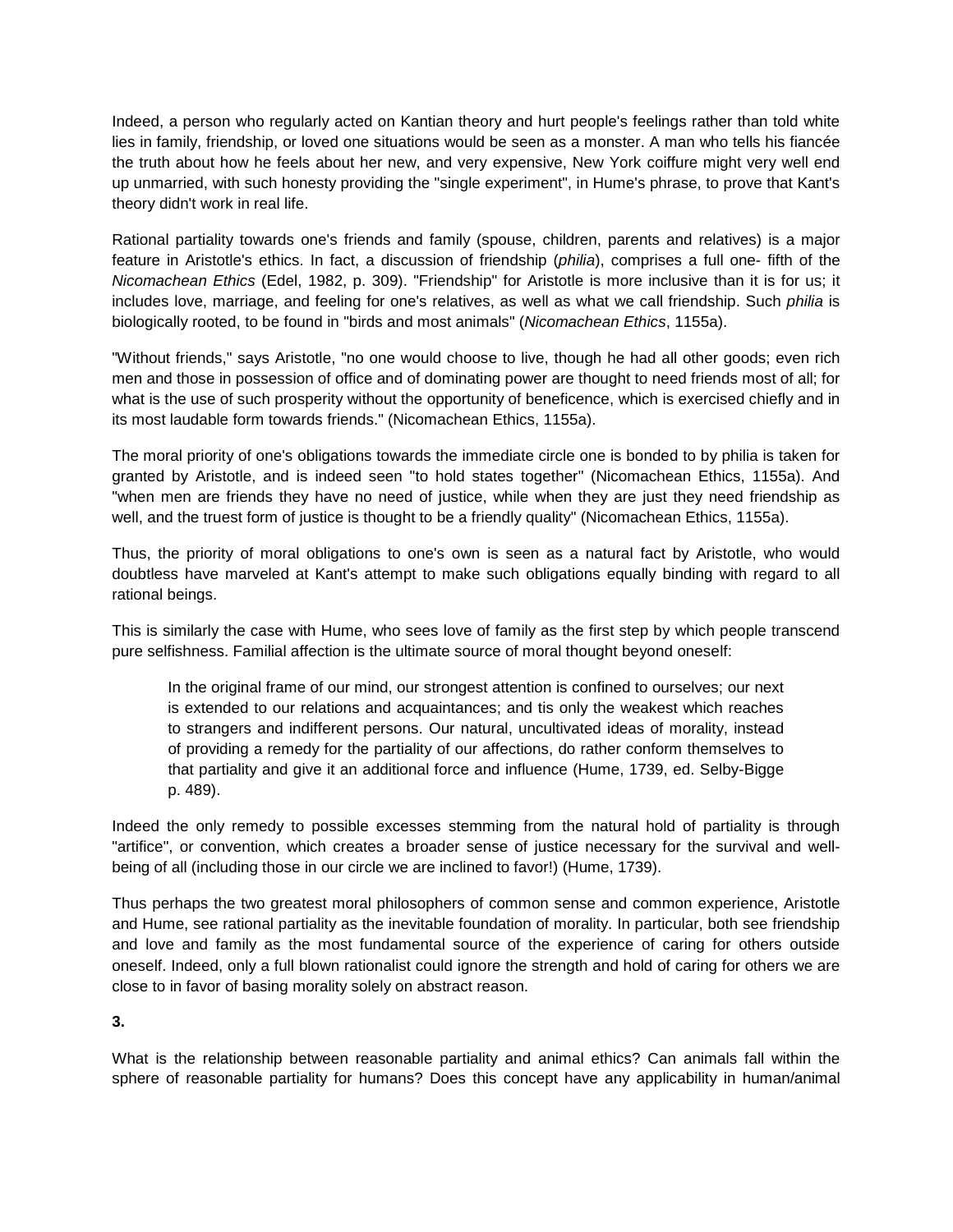Indeed, a person who regularly acted on Kantian theory and hurt people's feelings rather than told white lies in family, friendship, or loved one situations would be seen as a monster. A man who tells his fiancée the truth about how he feels about her new, and very expensive, New York coiffure might very well end up unmarried, with such honesty providing the "single experiment", in Hume's phrase, to prove that Kant's theory didn't work in real life.

Rational partiality towards one's friends and family (spouse, children, parents and relatives) is a major feature in Aristotle's ethics. In fact, a discussion of friendship (*philia*), comprises a full one- fifth of the *Nicomachean Ethics* (Edel, 1982, p. 309). "Friendship" for Aristotle is more inclusive than it is for us; it includes love, marriage, and feeling for one's relatives, as well as what we call friendship. Such *philia* is biologically rooted, to be found in "birds and most animals" (*Nicomachean Ethics*, 1155a).

"Without friends," says Aristotle, "no one would choose to live, though he had all other goods; even rich men and those in possession of office and of dominating power are thought to need friends most of all; for what is the use of such prosperity without the opportunity of beneficence, which is exercised chiefly and in its most laudable form towards friends." (Nicomachean Ethics, 1155a).

The moral priority of one's obligations towards the immediate circle one is bonded to by philia is taken for granted by Aristotle, and is indeed seen "to hold states together" (Nicomachean Ethics, 1155a). And "when men are friends they have no need of justice, while when they are just they need friendship as well, and the truest form of justice is thought to be a friendly quality" (Nicomachean Ethics, 1155a).

Thus, the priority of moral obligations to one's own is seen as a natural fact by Aristotle, who would doubtless have marveled at Kant's attempt to make such obligations equally binding with regard to all rational beings.

This is similarly the case with Hume, who sees love of family as the first step by which people transcend pure selfishness. Familial affection is the ultimate source of moral thought beyond oneself:

> In the original frame of our mind, our strongest attention is confined to ourselves; our next is extended to our relations and acquaintances; and tis only the weakest which reaches to strangers and indifferent persons. Our natural, uncultivated ideas of morality, instead of providing a remedy for the partiality of our affections, do rather conform themselves to that partiality and give it an additional force and influence (Hume, 1739, ed. Selby-Bigge p. 489).

Indeed the only remedy to possible excesses stemming from the natural hold of partiality is through "artifice", or convention, which creates a broader sense of justice necessary for the survival and well-being of all (including those in our circle we are inclined to favor!) (Hume, 1739).

Thus perhaps the two greatest moral philosophers of common sense and common experience, Aristotle and Hume, see rational partiality as the inevitable foundation of morality. In particular, both see friendship and love and family as the most fundamental source of the experience of caring for others outside oneself. Indeed, only a full blown rationalist could ignore the strength and hold of caring for others we are close to in favor of basing morality solely on abstract reason.

**3.**

What is the relationship between reasonable partiality and animal ethics? Can animals fall within the sphere of reasonable partiality for humans? Does this concept have any applicability in human/animal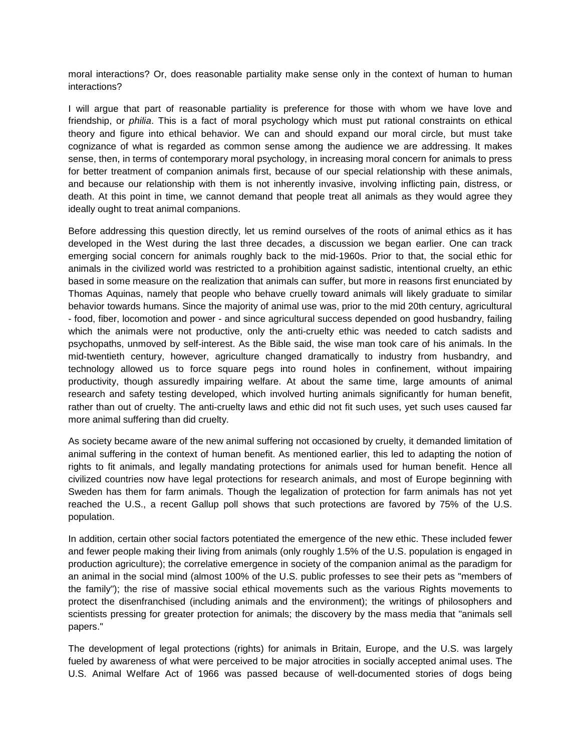moral interactions? Or, does reasonable partiality make sense only in the context of human to human interactions?

I will argue that part of reasonable partiality is preference for those with whom we have love and friendship, or *philia*. This is a fact of moral psychology which must put rational constraints on ethical theory and figure into ethical behavior. We can and should expand our moral circle, but must take cognizance of what is regarded as common sense among the audience we are addressing. It makes sense, then, in terms of contemporary moral psychology, in increasing moral concern for animals to press for better treatment of companion animals first, because of our special relationship with these animals, and because our relationship with them is not inherently invasive, involving inflicting pain, distress, or death. At this point in time, we cannot demand that people treat all animals as they would agree they ideally ought to treat animal companions.

Before addressing this question directly, let us remind ourselves of the roots of animal ethics as it has developed in the West during the last three decades, a discussion we began earlier. One can track emerging social concern for animals roughly back to the mid-1960s. Prior to that, the social ethic for animals in the civilized world was restricted to a prohibition against sadistic, intentional cruelty, an ethic based in some measure on the realization that animals can suffer, but more in reasons first enunciated by Thomas Aquinas, namely that people who behave cruelly toward animals will likely graduate to similar behavior towards humans. Since the majority of animal use was, prior to the mid 20th century, agricultural - food, fiber, locomotion and power - and since agricultural success depended on good husbandry, failing which the animals were not productive, only the anti-cruelty ethic was needed to catch sadists and psychopaths, unmoved by self-interest. As the Bible said, the wise man took care of his animals. In the mid-twentieth century, however, agriculture changed dramatically to industry from husbandry, and technology allowed us to force square pegs into round holes in confinement, without impairing productivity, though assuredly impairing welfare. At about the same time, large amounts of animal research and safety testing developed, which involved hurting animals significantly for human benefit, rather than out of cruelty. The anti-cruelty laws and ethic did not fit such uses, yet such uses caused far more animal suffering than did cruelty.

As society became aware of the new animal suffering not occasioned by cruelty, it demanded limitation of animal suffering in the context of human benefit. As mentioned earlier, this led to adapting the notion of rights to fit animals, and legally mandating protections for animals used for human benefit. Hence all civilized countries now have legal protections for research animals, and most of Europe beginning with Sweden has them for farm animals. Though the legalization of protection for farm animals has not yet reached the U.S., a recent Gallup poll shows that such protections are favored by 75% of the U.S. population.

In addition, certain other social factors potentiated the emergence of the new ethic. These included fewer and fewer people making their living from animals (only roughly 1.5% of the U.S. population is engaged in production agriculture); the correlative emergence in society of the companion animal as the paradigm for an animal in the social mind (almost 100% of the U.S. public professes to see their pets as "members of the family"); the rise of massive social ethical movements such as the various Rights movements to protect the disenfranchised (including animals and the environment); the writings of philosophers and scientists pressing for greater protection for animals; the discovery by the mass media that "animals sell papers."

The development of legal protections (rights) for animals in Britain, Europe, and the U.S. was largely fueled by awareness of what were perceived to be major atrocities in socially accepted animal uses. The U.S. Animal Welfare Act of 1966 was passed because of well-documented stories of dogs being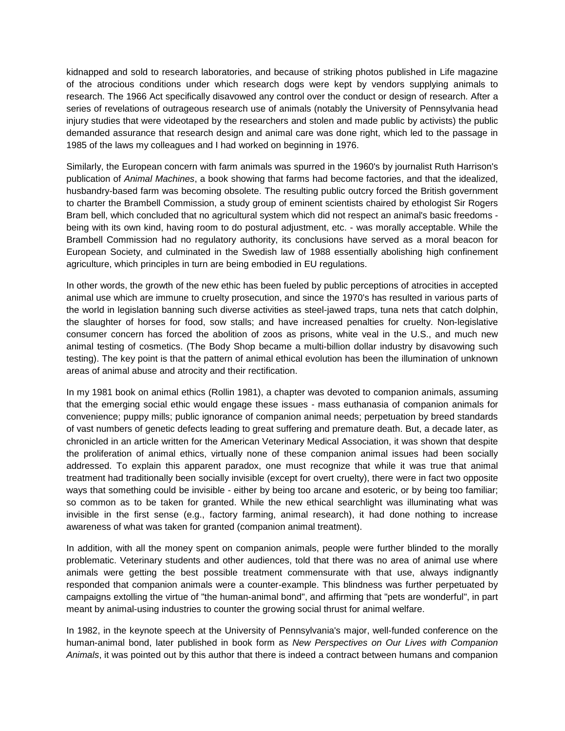kidnapped and sold to research laboratories, and because of striking photos published in Life magazine of the atrocious conditions under which research dogs were kept by vendors supplying animals to research. The 1966 Act specifically disavowed any control over the conduct or design of research. After a series of revelations of outrageous research use of animals (notably the University of Pennsylvania head injury studies that were videotaped by the researchers and stolen and made public by activists) the public demanded assurance that research design and animal care was done right, which led to the passage in 1985 of the laws my colleagues and I had worked on beginning in 1976.

Similarly, the European concern with farm animals was spurred in the 1960's by journalist Ruth Harrison's publication of *Animal Machines*, a book showing that farms had become factories, and that the idealized, husbandry-based farm was becoming obsolete. The resulting public outcry forced the British government to charter the Brambell Commission, a study group of eminent scientists chaired by ethologist Sir Rogers Bram bell, which concluded that no agricultural system which did not respect an animal's basic freedoms - being with its own kind, having room to do postural adjustment, etc. - was morally acceptable. While the Brambell Commission had no regulatory authority, its conclusions have served as a moral beacon for European Society, and culminated in the Swedish law of 1988 essentially abolishing high confinement agriculture, which principles in turn are being embodied in EU regulations.

In other words, the growth of the new ethic has been fueled by public perceptions of atrocities in accepted animal use which are immune to cruelty prosecution, and since the 1970's has resulted in various parts of the world in legislation banning such diverse activities as steel-jawed traps, tuna nets that catch dolphin, the slaughter of horses for food, sow stalls; and have increased penalties for cruelty. Non-legislative consumer concern has forced the abolition of zoos as prisons, white veal in the U.S., and much new animal testing of cosmetics. (The Body Shop became a multi-billion dollar industry by disavowing such testing). The key point is that the pattern of animal ethical evolution has been the illumination of unknown areas of animal abuse and atrocity and their rectification.

In my 1981 book on animal ethics (Rollin 1981), a chapter was devoted to companion animals, assuming that the emerging social ethic would engage these issues - mass euthanasia of companion animals for convenience; puppy mills; public ignorance of companion animal needs; perpetuation by breed standards of vast numbers of genetic defects leading to great suffering and premature death. But, a decade later, as chronicled in an article written for the American Veterinary Medical Association, it was shown that despite the proliferation of animal ethics, virtually none of these companion animal issues had been socially addressed. To explain this apparent paradox, one must recognize that while it was true that animal treatment had traditionally been socially invisible (except for overt cruelty), there were in fact two opposite ways that something could be invisible - either by being too arcane and esoteric, or by being too familiar; so common as to be taken for granted. While the new ethical searchlight was illuminating what was invisible in the first sense (e.g., factory farming, animal research), it had done nothing to increase awareness of what was taken for granted (companion animal treatment).

In addition, with all the money spent on companion animals, people were further blinded to the morally problematic. Veterinary students and other audiences, told that there was no area of animal use where animals were getting the best possible treatment commensurate with that use, always indignantly responded that companion animals were a counter-example. This blindness was further perpetuated by campaigns extolling the virtue of "the human-animal bond", and affirming that "pets are wonderful", in part meant by animal-using industries to counter the growing social thrust for animal welfare.

In 1982, in the keynote speech at the University of Pennsylvania's major, well-funded conference on the human-animal bond, later published in book form as *New Perspectives on Our Lives with Companion Animals*, it was pointed out by this author that there is indeed a contract between humans and companion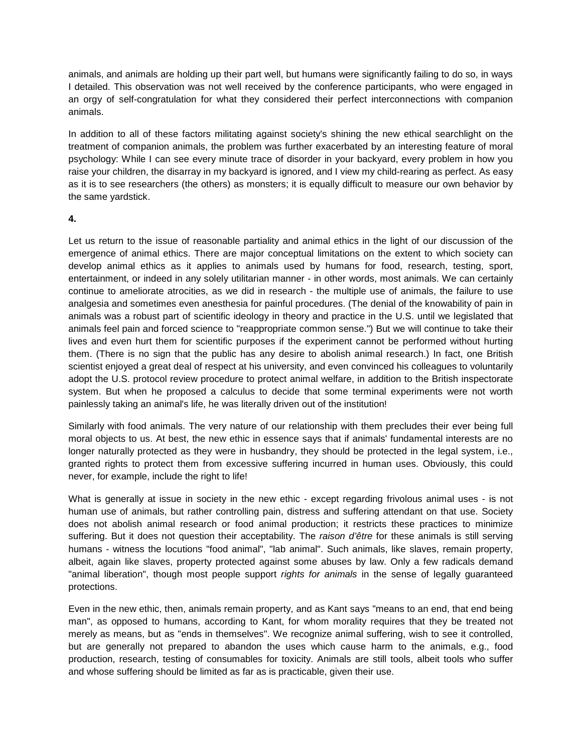animals, and animals are holding up their part well, but humans were significantly failing to do so, in ways I detailed. This observation was not well received by the conference participants, who were engaged in an orgy of self-congratulation for what they considered their perfect interconnections with companion animals.

In addition to all of these factors militating against society's shining the new ethical searchlight on the treatment of companion animals, the problem was further exacerbated by an interesting feature of moral psychology: While I can see every minute trace of disorder in your backyard, every problem in how you raise your children, the disarray in my backyard is ignored, and I view my child-rearing as perfect. As easy as it is to see researchers (the others) as monsters; it is equally difficult to measure our own behavior by the same yardstick.

**4.**

Let us return to the issue of reasonable partiality and animal ethics in the light of our discussion of the emergence of animal ethics. There are major conceptual limitations on the extent to which society can develop animal ethics as it applies to animals used by humans for food, research, testing, sport, entertainment, or indeed in any solely utilitarian manner - in other words, most animals. We can certainly continue to ameliorate atrocities, as we did in research - the multiple use of animals, the failure to use analgesia and sometimes even anesthesia for painful procedures. (The denial of the knowability of pain in animals was a robust part of scientific ideology in theory and practice in the U.S. until we legislated that animals feel pain and forced science to "reappropriate common sense.") But we will continue to take their lives and even hurt them for scientific purposes if the experiment cannot be performed without hurting them. (There is no sign that the public has any desire to abolish animal research.) In fact, one British scientist enjoyed a great deal of respect at his university, and even convinced his colleagues to voluntarily adopt the U.S. protocol review procedure to protect animal welfare, in addition to the British inspectorate system. But when he proposed a calculus to decide that some terminal experiments were not worth painlessly taking an animal's life, he was literally driven out of the institution!

Similarly with food animals. The very nature of our relationship with them precludes their ever being full moral objects to us. At best, the new ethic in essence says that if animals' fundamental interests are no longer naturally protected as they were in husbandry, they should be protected in the legal system, i.e., granted rights to protect them from excessive suffering incurred in human uses. Obviously, this could never, for example, include the right to life!

What is generally at issue in society in the new ethic - except regarding frivolous animal uses - is not human use of animals, but rather controlling pain, distress and suffering attendant on that use. Society does not abolish animal research or food animal production; it restricts these practices to minimize suffering. But it does not question their acceptability. The *raison d'être* for these animals is still serving humans - witness the locutions "food animal", "lab animal". Such animals, like slaves, remain property, albeit, again like slaves, property protected against some abuses by law. Only a few radicals demand "animal liberation", though most people support *rights for animals* in the sense of legally guaranteed protections.

Even in the new ethic, then, animals remain property, and as Kant says "means to an end, that end being man", as opposed to humans, according to Kant, for whom morality requires that they be treated not merely as means, but as "ends in themselves". We recognize animal suffering, wish to see it controlled, but are generally not prepared to abandon the uses which cause harm to the animals, e.g., food production, research, testing of consumables for toxicity. Animals are still tools, albeit tools who suffer and whose suffering should be limited as far as is practicable, given their use.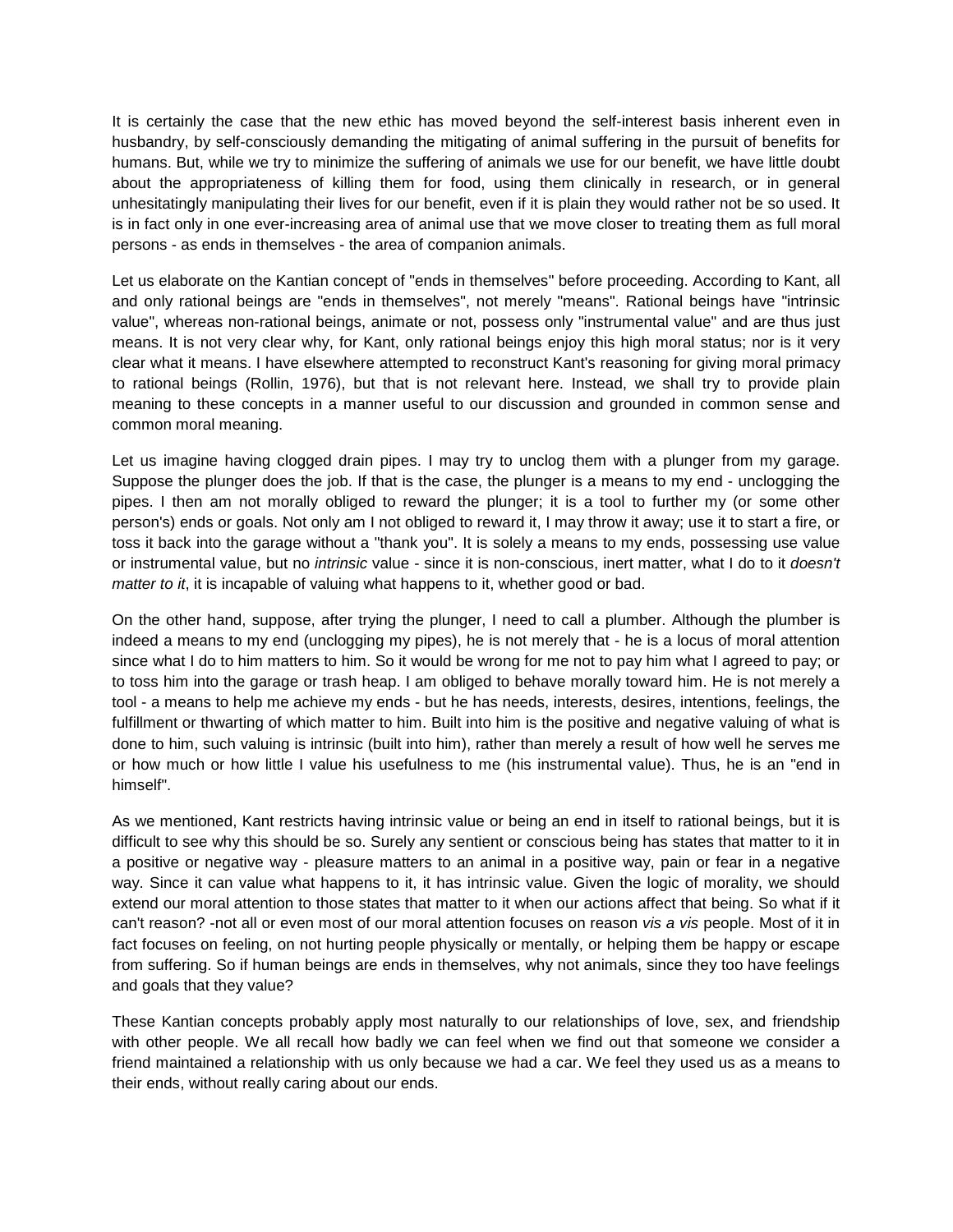It is certainly the case that the new ethic has moved beyond the self-interest basis inherent even in husbandry, by self-consciously demanding the mitigating of animal suffering in the pursuit of benefits for humans. But, while we try to minimize the suffering of animals we use for our benefit, we have little doubt about the appropriateness of killing them for food, using them clinically in research, or in general unhesitatingly manipulating their lives for our benefit, even if it is plain they would rather not be so used. It is in fact only in one ever-increasing area of animal use that we move closer to treating them as full moral persons - as ends in themselves - the area of companion animals.

Let us elaborate on the Kantian concept of "ends in themselves" before proceeding. According to Kant, all and only rational beings are "ends in themselves", not merely "means". Rational beings have "intrinsic value", whereas non-rational beings, animate or not, possess only "instrumental value" and are thus just means. It is not very clear why, for Kant, only rational beings enjoy this high moral status; nor is it very clear what it means. I have elsewhere attempted to reconstruct Kant's reasoning for giving moral primacy to rational beings (Rollin, 1976), but that is not relevant here. Instead, we shall try to provide plain meaning to these concepts in a manner useful to our discussion and grounded in common sense and common moral meaning.

Let us imagine having clogged drain pipes. I may try to unclog them with a plunger from my garage. Suppose the plunger does the job. If that is the case, the plunger is a means to my end - unclogging the pipes. I then am not morally obliged to reward the plunger; it is a tool to further my (or some other person's) ends or goals. Not only am I not obliged to reward it, I may throw it away; use it to start a fire, or toss it back into the garage without a "thank you". It is solely a means to my ends, possessing use value or instrumental value, but no *intrinsic* value - since it is non-conscious, inert matter, what I do to it *doesn't matter to it*, it is incapable of valuing what happens to it, whether good or bad.

On the other hand, suppose, after trying the plunger, I need to call a plumber. Although the plumber is indeed a means to my end (unclogging my pipes), he is not merely that - he is a locus of moral attention since what I do to him matters to him. So it would be wrong for me not to pay him what I agreed to pay; or to toss him into the garage or trash heap. I am obliged to behave morally toward him. He is not merely a tool - a means to help me achieve my ends - but he has needs, interests, desires, intentions, feelings, the fulfillment or thwarting of which matter to him. Built into him is the positive and negative valuing of what is done to him, such valuing is intrinsic (built into him), rather than merely a result of how well he serves me or how much or how little I value his usefulness to me (his instrumental value). Thus, he is an "end in himself".

As we mentioned, Kant restricts having intrinsic value or being an end in itself to rational beings, but it is difficult to see why this should be so. Surely any sentient or conscious being has states that matter to it in a positive or negative way - pleasure matters to an animal in a positive way, pain or fear in a negative way. Since it can value what happens to it, it has intrinsic value. Given the logic of morality, we should extend our moral attention to those states that matter to it when our actions affect that being. So what if it can't reason? -not all or even most of our moral attention focuses on reason *vis a vis* people. Most of it in fact focuses on feeling, on not hurting people physically or mentally, or helping them be happy or escape from suffering. So if human beings are ends in themselves, why not animals, since they too have feelings and goals that they value?

These Kantian concepts probably apply most naturally to our relationships of love, sex, and friendship with other people. We all recall how badly we can feel when we find out that someone we consider a friend maintained a relationship with us only because we had a car. We feel they used us as a means to their ends, without really caring about our ends.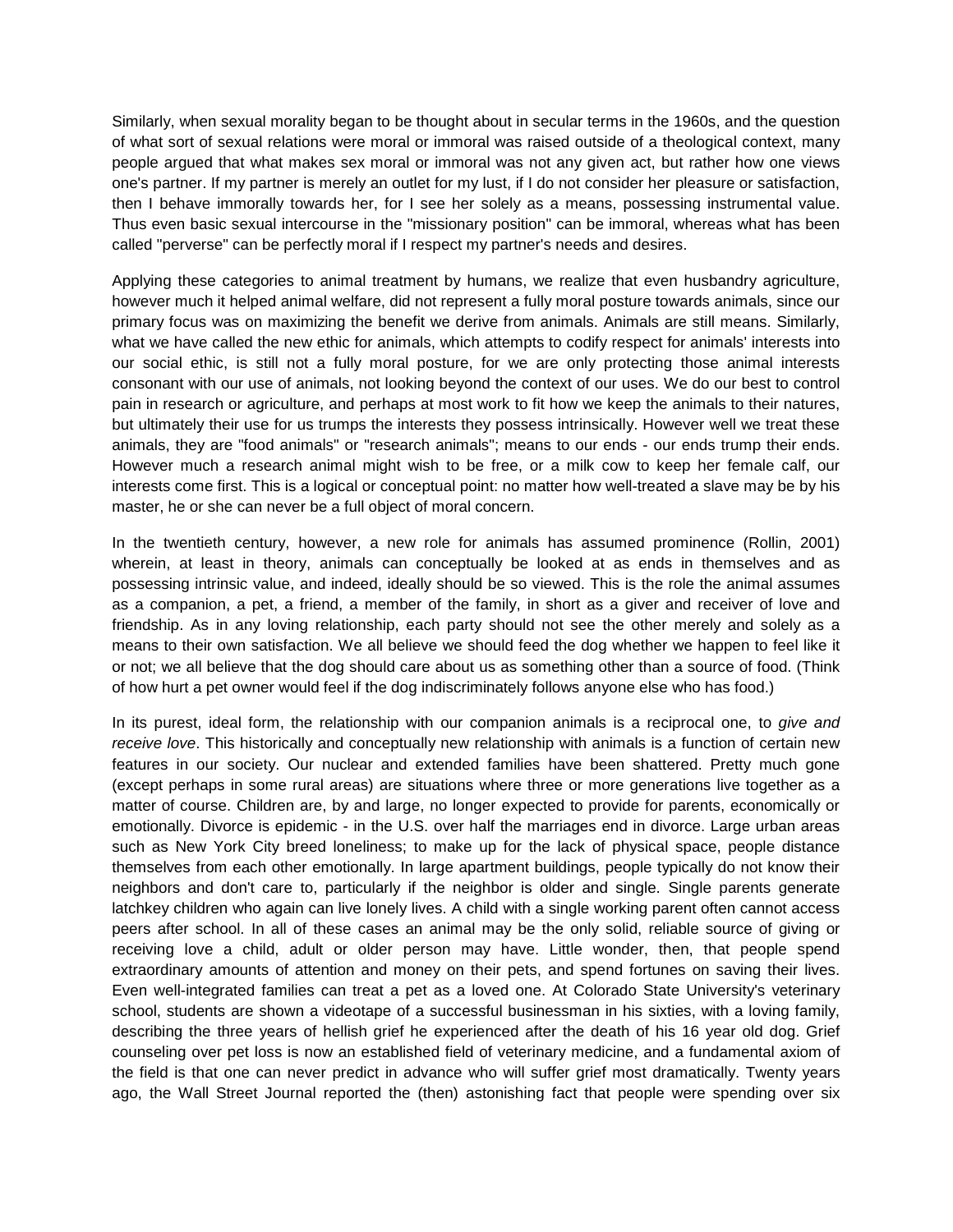Similarly, when sexual morality began to be thought about in secular terms in the 1960s, and the question of what sort of sexual relations were moral or immoral was raised outside of a theological context, many people argued that what makes sex moral or immoral was not any given act, but rather how one views one's partner. If my partner is merely an outlet for my lust, if I do not consider her pleasure or satisfaction, then I behave immorally towards her, for I see her solely as a means, possessing instrumental value. Thus even basic sexual intercourse in the "missionary position" can be immoral, whereas what has been called "perverse" can be perfectly moral if I respect my partner's needs and desires.

Applying these categories to animal treatment by humans, we realize that even husbandry agriculture, however much it helped animal welfare, did not represent a fully moral posture towards animals, since our primary focus was on maximizing the benefit we derive from animals. Animals are still means. Similarly, what we have called the new ethic for animals, which attempts to codify respect for animals' interests into our social ethic, is still not a fully moral posture, for we are only protecting those animal interests consonant with our use of animals, not looking beyond the context of our uses. We do our best to control pain in research or agriculture, and perhaps at most work to fit how we keep the animals to their natures, but ultimately their use for us trumps the interests they possess intrinsically. However well we treat these animals, they are "food animals" or "research animals"; means to our ends - our ends trump their ends. However much a research animal might wish to be free, or a milk cow to keep her female calf, our interests come first. This is a logical or conceptual point: no matter how well-treated a slave may be by his master, he or she can never be a full object of moral concern.

In the twentieth century, however, a new role for animals has assumed prominence (Rollin, 2001) wherein, at least in theory, animals can conceptually be looked at as ends in themselves and as possessing intrinsic value, and indeed, ideally should be so viewed. This is the role the animal assumes as a companion, a pet, a friend, a member of the family, in short as a giver and receiver of love and friendship. As in any loving relationship, each party should not see the other merely and solely as a means to their own satisfaction. We all believe we should feed the dog whether we happen to feel like it or not; we all believe that the dog should care about us as something other than a source of food. (Think of how hurt a pet owner would feel if the dog indiscriminately follows anyone else who has food.)

In its purest, ideal form, the relationship with our companion animals is a reciprocal one, to *give and receive love*. This historically and conceptually new relationship with animals is a function of certain new features in our society. Our nuclear and extended families have been shattered. Pretty much gone (except perhaps in some rural areas) are situations where three or more generations live together as a matter of course. Children are, by and large, no longer expected to provide for parents, economically or emotionally. Divorce is epidemic - in the U.S. over half the marriages end in divorce. Large urban areas such as New York City breed loneliness; to make up for the lack of physical space, people distance themselves from each other emotionally. In large apartment buildings, people typically do not know their neighbors and don't care to, particularly if the neighbor is older and single. Single parents generate latchkey children who again can live lonely lives. A child with a single working parent often cannot access peers after school. In all of these cases an animal may be the only solid, reliable source of giving or receiving love a child, adult or older person may have. Little wonder, then, that people spend extraordinary amounts of attention and money on their pets, and spend fortunes on saving their lives. Even well-integrated families can treat a pet as a loved one. At Colorado State University's veterinary school, students are shown a videotape of a successful businessman in his sixties, with a loving family, describing the three years of hellish grief he experienced after the death of his 16 year old dog. Grief counseling over pet loss is now an established field of veterinary medicine, and a fundamental axiom of the field is that one can never predict in advance who will suffer grief most dramatically. Twenty years ago, the Wall Street Journal reported the (then) astonishing fact that people were spending over six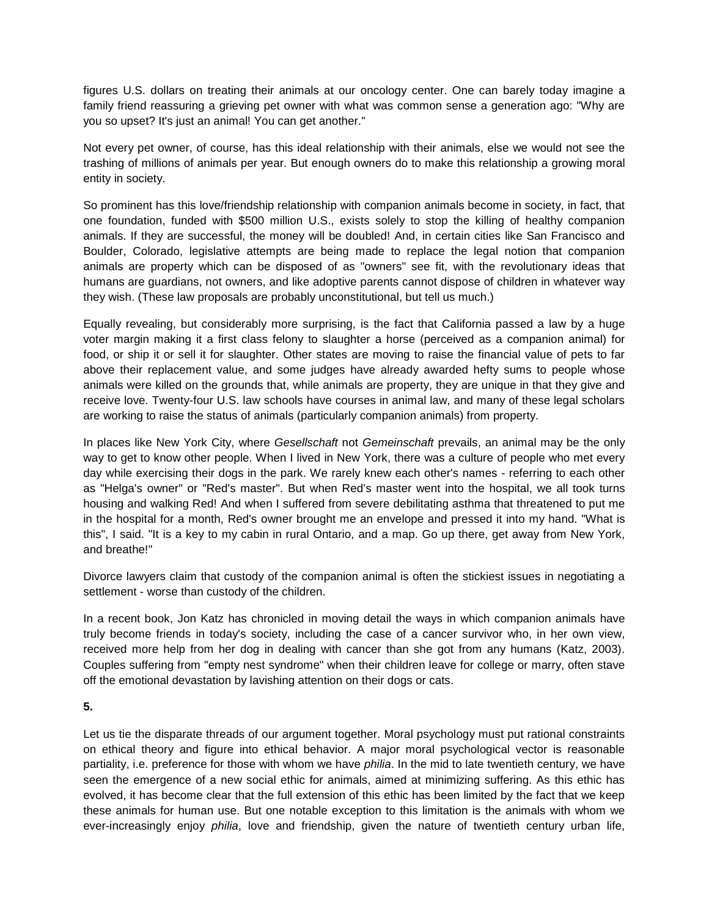figures U.S. dollars on treating their animals at our oncology center. One can barely today imagine a family friend reassuring a grieving pet owner with what was common sense a generation ago: "Why are you so upset? It's just an animal! You can get another."

Not every pet owner, of course, has this ideal relationship with their animals, else we would not see the trashing of millions of animals per year. But enough owners do to make this relationship a growing moral entity in society.

So prominent has this love/friendship relationship with companion animals become in society, in fact, that one foundation, funded with $500 million U.S., exists solely to stop the killing of healthy companion animals. If they are successful, the money will be doubled! And, in certain cities like San Francisco and Boulder, Colorado, legislative attempts are being made to replace the legal notion that companion animals are property which can be disposed of as "owners" see fit, with the revolutionary ideas that humans are guardians, not owners, and like adoptive parents cannot dispose of children in whatever way they wish. (These law proposals are probably unconstitutional, but tell us much.)

Equally revealing, but considerably more surprising, is the fact that California passed a law by a huge voter margin making it a first class felony to slaughter a horse (perceived as a companion animal) for food, or ship it or sell it for slaughter. Other states are moving to raise the financial value of pets to far above their replacement value, and some judges have already awarded hefty sums to people whose animals were killed on the grounds that, while animals are property, they are unique in that they give and receive love. Twenty-four U.S. law schools have courses in animal law, and many of these legal scholars are working to raise the status of animals (particularly companion animals) from property.

In places like New York City, where *Gesellschaft* not *Gemeinschaft* prevails, an animal may be the only way to get to know other people. When I lived in New York, there was a culture of people who met every day while exercising their dogs in the park. We rarely knew each other's names - referring to each other as "Helga's owner" or "Red's master". But when Red's master went into the hospital, we all took turns housing and walking Red! And when I suffered from severe debilitating asthma that threatened to put me in the hospital for a month, Red's owner brought me an envelope and pressed it into my hand. "What is this", I said. "It is a key to my cabin in rural Ontario, and a map. Go up there, get away from New York, and breathe!"

Divorce lawyers claim that custody of the companion animal is often the stickiest issues in negotiating a settlement - worse than custody of the children.

In a recent book, Jon Katz has chronicled in moving detail the ways in which companion animals have truly become friends in today's society, including the case of a cancer survivor who, in her own view, received more help from her dog in dealing with cancer than she got from any humans (Katz, 2003). Couples suffering from "empty nest syndrome" when their children leave for college or marry, often stave off the emotional devastation by lavishing attention on their dogs or cats.

**5.**

Let us tie the disparate threads of our argument together. Moral psychology must put rational constraints on ethical theory and figure into ethical behavior. A major moral psychological vector is reasonable partiality, i.e. preference for those with whom we have *philia*. In the mid to late twentieth century, we have seen the emergence of a new social ethic for animals, aimed at minimizing suffering. As this ethic has evolved, it has become clear that the full extension of this ethic has been limited by the fact that we keep these animals for human use. But one notable exception to this limitation is the animals with whom we ever-increasingly enjoy *philia*, love and friendship, given the nature of twentieth century urban life,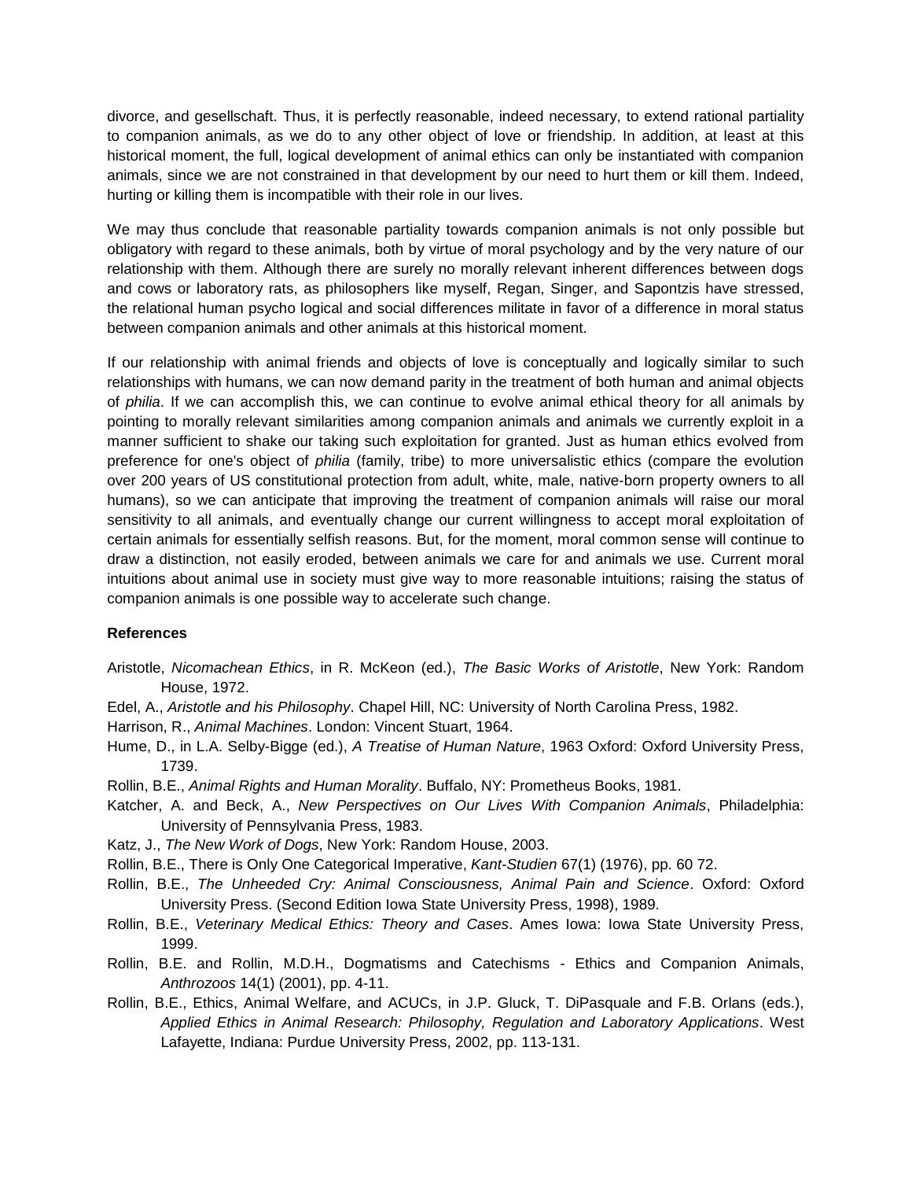divorce, and gesellschaft. Thus, it is perfectly reasonable, indeed necessary, to extend rational partiality to companion animals, as we do to any other object of love or friendship. In addition, at least at this historical moment, the full, logical development of animal ethics can only be instantiated with companion animals, since we are not constrained in that development by our need to hurt them or kill them. Indeed, hurting or killing them is incompatible with their role in our lives.

We may thus conclude that reasonable partiality towards companion animals is not only possible but obligatory with regard to these animals, both by virtue of moral psychology and by the very nature of our relationship with them. Although there are surely no morally relevant inherent differences between dogs and cows or laboratory rats, as philosophers like myself, Regan, Singer, and Sapontzis have stressed, the relational human psycho logical and social differences militate in favor of a difference in moral status between companion animals and other animals at this historical moment.

If our relationship with animal friends and objects of love is conceptually and logically similar to such relationships with humans, we can now demand parity in the treatment of both human and animal objects of *philia*. If we can accomplish this, we can continue to evolve animal ethical theory for all animals by pointing to morally relevant similarities among companion animals and animals we currently exploit in a manner sufficient to shake our taking such exploitation for granted. Just as human ethics evolved from preference for one's object of *philia* (family, tribe) to more universalistic ethics (compare the evolution over 200 years of US constitutional protection from adult, white, male, native-born property owners to all humans), so we can anticipate that improving the treatment of companion animals will raise our moral sensitivity to all animals, and eventually change our current willingness to accept moral exploitation of certain animals for essentially selfish reasons. But, for the moment, moral common sense will continue to draw a distinction, not easily eroded, between animals we care for and animals we use. Current moral intuitions about animal use in society must give way to more reasonable intuitions; raising the status of companion animals is one possible way to accelerate such change.

**References**

Aristotle, *Nicomachean Ethics*, in R. McKeon (ed.), *The Basic Works of Aristotle*, New York: Random House, 1972.

Edel, A., *Aristotle and his Philosophy*. Chapel Hill, NC: University of North Carolina Press, 1982.

Harrison, R., *Animal Machines*. London: Vincent Stuart, 1964.

Hume, D., in L.A. Selby-Bigge (ed.), *A Treatise of Human Nature*, 1963 Oxford: Oxford University Press, 1739.

Rollin, B.E., *Animal Rights and Human Morality*. Buffalo, NY: Prometheus Books, 1981.

Katcher, A. and Beck, A., *New Perspectives on Our Lives With Companion Animals*, Philadelphia: University of Pennsylvania Press, 1983.

Katz, J., *The New Work of Dogs*, New York: Random House, 2003.

Rollin, B.E., There is Only One Categorical Imperative, *Kant-Studien* 67(1) (1976), pp. 60 72.

Rollin, B.E., *The Unheeded Cry: Animal Consciousness, Animal Pain and Science*. Oxford: Oxford University Press. (Second Edition Iowa State University Press, 1998), 1989.

Rollin, B.E., *Veterinary Medical Ethics: Theory and Cases*. Ames Iowa: Iowa State University Press, 1999.

Rollin, B.E. and Rollin, M.D.H., Dogmatisms and Catechisms - Ethics and Companion Animals, *Anthrozoos* 14(1) (2001), pp. 4-11.

Rollin, B.E., Ethics, Animal Welfare, and ACUCs, in J.P. Gluck, T. DiPasquale and F.B. Orlans (eds.), *Applied Ethics in Animal Research: Philosophy, Regulation and Laboratory Applications*. West Lafayette, Indiana: Purdue University Press, 2002, pp. 113-131.